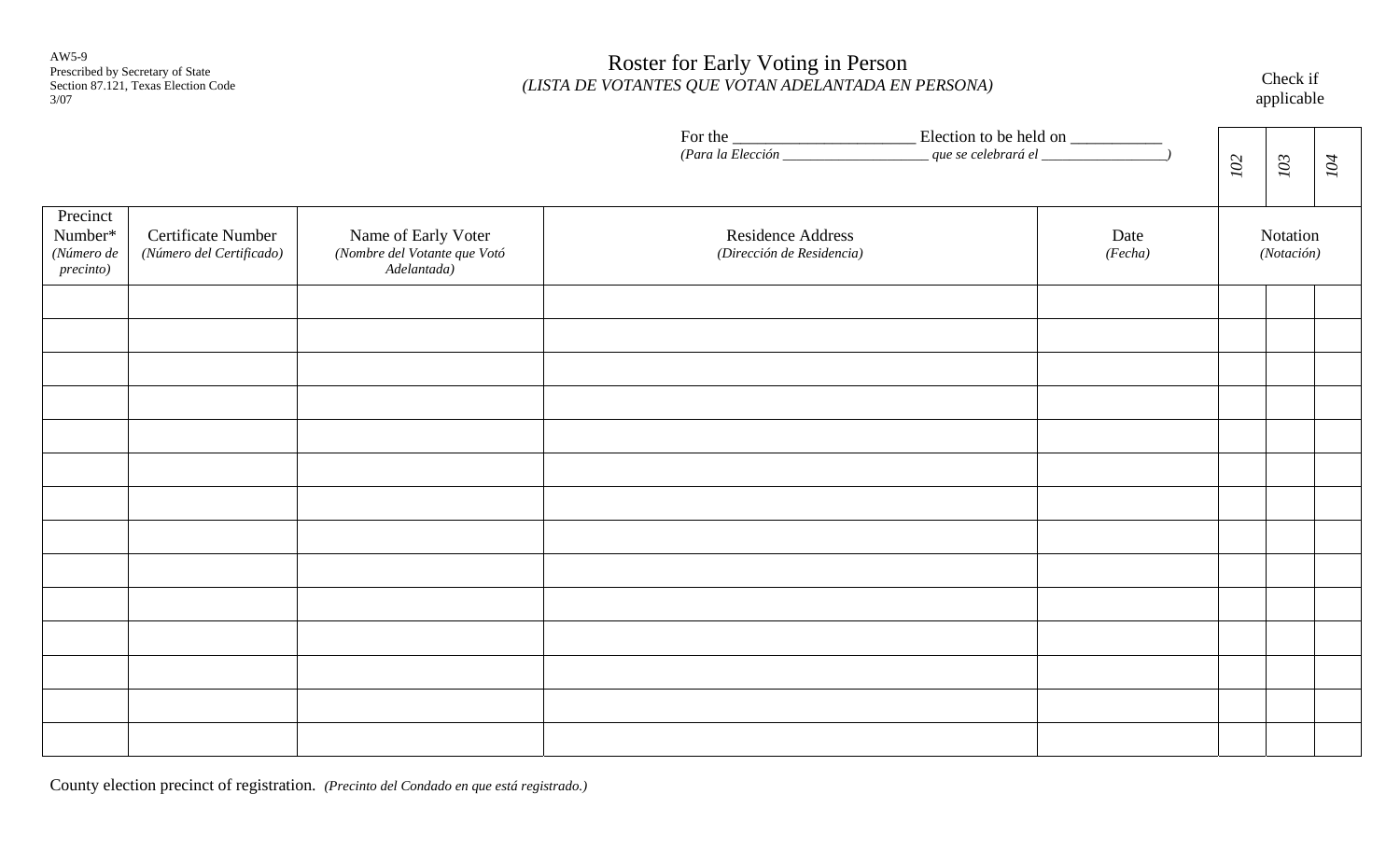AW5-9
Prescribed by Secretary of State
Section 87.121, Texas Election Code
3/07

# Roster for Early Voting in Person

*(LISTA DE VOTANTES QUE VOTAN ADELANTADA EN PERSONA)*

For the ______________________ Election to be held on ___________
*(Para la Elección _____________________ que se celebrará el _________________)*

| Precinct Number* *(Número de precinto)* | Certificate Number *(Número del Certificado)* | Name of Early Voter *(Nombre del Votante que Votó Adelantada)* | Residence Address *(Dirección de Residencia)* | Date *(Fecha)* | Notation *(Notación)* Check if applicable: 102 | 103 | 104 |
|---|---|---|---|---|---|---|---|
| | | | | | | | |
| | | | | | | | |
| | | | | | | | |
| | | | | | | | |
| | | | | | | | |
| | | | | | | | |
| | | | | | | | |
| | | | | | | | |
| | | | | | | | |
| | | | | | | | |
| | | | | | | | |
| | | | | | | | |
| | | | | | | | |
| | | | | | | | |

County election precinct of registration. *(Precinto del Condado en que está registrado.)*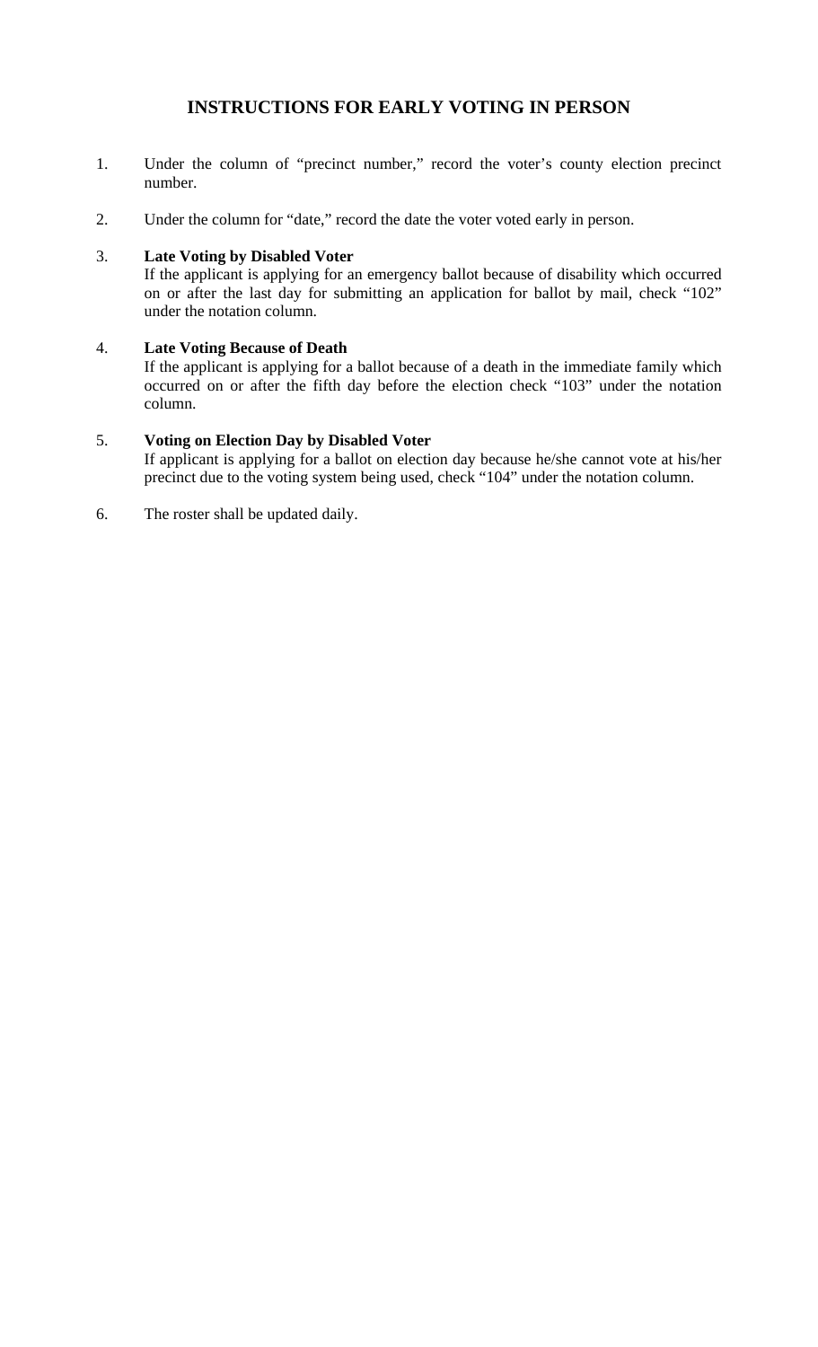# INSTRUCTIONS FOR EARLY VOTING IN PERSON

1. Under the column of "precinct number," record the voter's county election precinct number.

2. Under the column for "date," record the date the voter voted early in person.

3. **Late Voting by Disabled Voter**
   If the applicant is applying for an emergency ballot because of disability which occurred on or after the last day for submitting an application for ballot by mail, check "102" under the notation column.

4. **Late Voting Because of Death**
   If the applicant is applying for a ballot because of a death in the immediate family which occurred on or after the fifth day before the election check "103" under the notation column.

5. **Voting on Election Day by Disabled Voter**
   If applicant is applying for a ballot on election day because he/she cannot vote at his/her precinct due to the voting system being used, check "104" under the notation column.

6. The roster shall be updated daily.